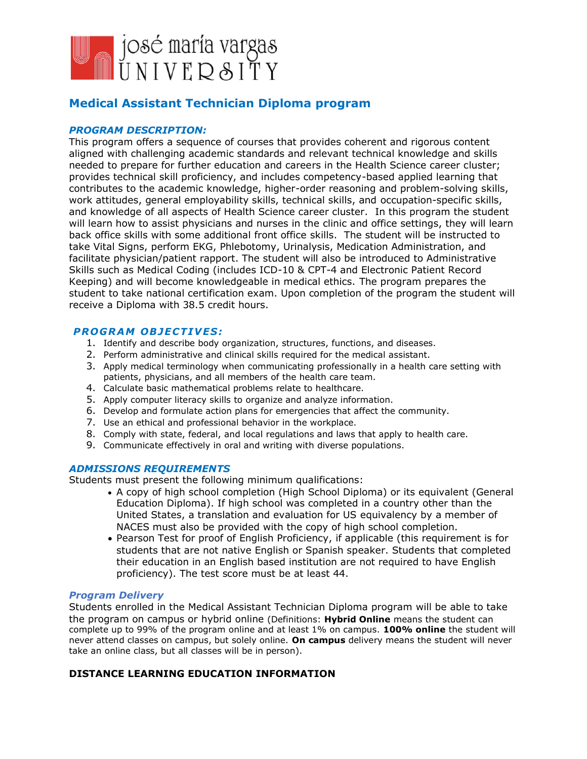# josé maría vargas UNIVERSITY

## Medical Assistant Technician Diploma program

### *PROGRAM DESCRIPTION:*

This program offers a sequence of courses that provides coherent and rigorous content aligned with challenging academic standards and relevant technical knowledge and skills needed to prepare for further education and careers in the Health Science career cluster; provides technical skill proficiency, and includes competency-based applied learning that contributes to the academic knowledge, higher-order reasoning and problem-solving skills, work attitudes, general employability skills, technical skills, and occupation-specific skills, and knowledge of all aspects of Health Science career cluster. In this program the student will learn how to assist physicians and nurses in the clinic and office settings, they will learn back office skills with some additional front office skills. The student will be instructed to take Vital Signs, perform EKG, Phlebotomy, Urinalysis, Medication Administration, and facilitate physician/patient rapport. The student will also be introduced to Administrative Skills such as Medical Coding (includes ICD-10 & CPT-4 and Electronic Patient Record Keeping) and will become knowledgeable in medical ethics. The program prepares the student to take national certification exam. Upon completion of the program the student will receive a Diploma with 38.5 credit hours.

### *PROGRAM OBJECTIVES:*

1. Identify and describe body organization, structures, functions, and diseases.
2. Perform administrative and clinical skills required for the medical assistant.
3. Apply medical terminology when communicating professionally in a health care setting with patients, physicians, and all members of the health care team.
4. Calculate basic mathematical problems relate to healthcare.
5. Apply computer literacy skills to organize and analyze information.
6. Develop and formulate action plans for emergencies that affect the community.
7. Use an ethical and professional behavior in the workplace.
8. Comply with state, federal, and local regulations and laws that apply to health care.
9. Communicate effectively in oral and writing with diverse populations.

### *ADMISSIONS REQUIREMENTS*

Students must present the following minimum qualifications:

- A copy of high school completion (High School Diploma) or its equivalent (General Education Diploma). If high school was completed in a country other than the United States, a translation and evaluation for US equivalency by a member of NACES must also be provided with the copy of high school completion.
- Pearson Test for proof of English Proficiency, if applicable (this requirement is for students that are not native English or Spanish speaker. Students that completed their education in an English based institution are not required to have English proficiency). The test score must be at least 44.

### *Program Delivery*

Students enrolled in the Medical Assistant Technician Diploma program will be able to take the program on campus or hybrid online (Definitions: **Hybrid Online** means the student can complete up to 99% of the program online and at least 1% on campus. **100% online** the student will never attend classes on campus, but solely online. **On campus** delivery means the student will never take an online class, but all classes will be in person).

### DISTANCE LEARNING EDUCATION INFORMATION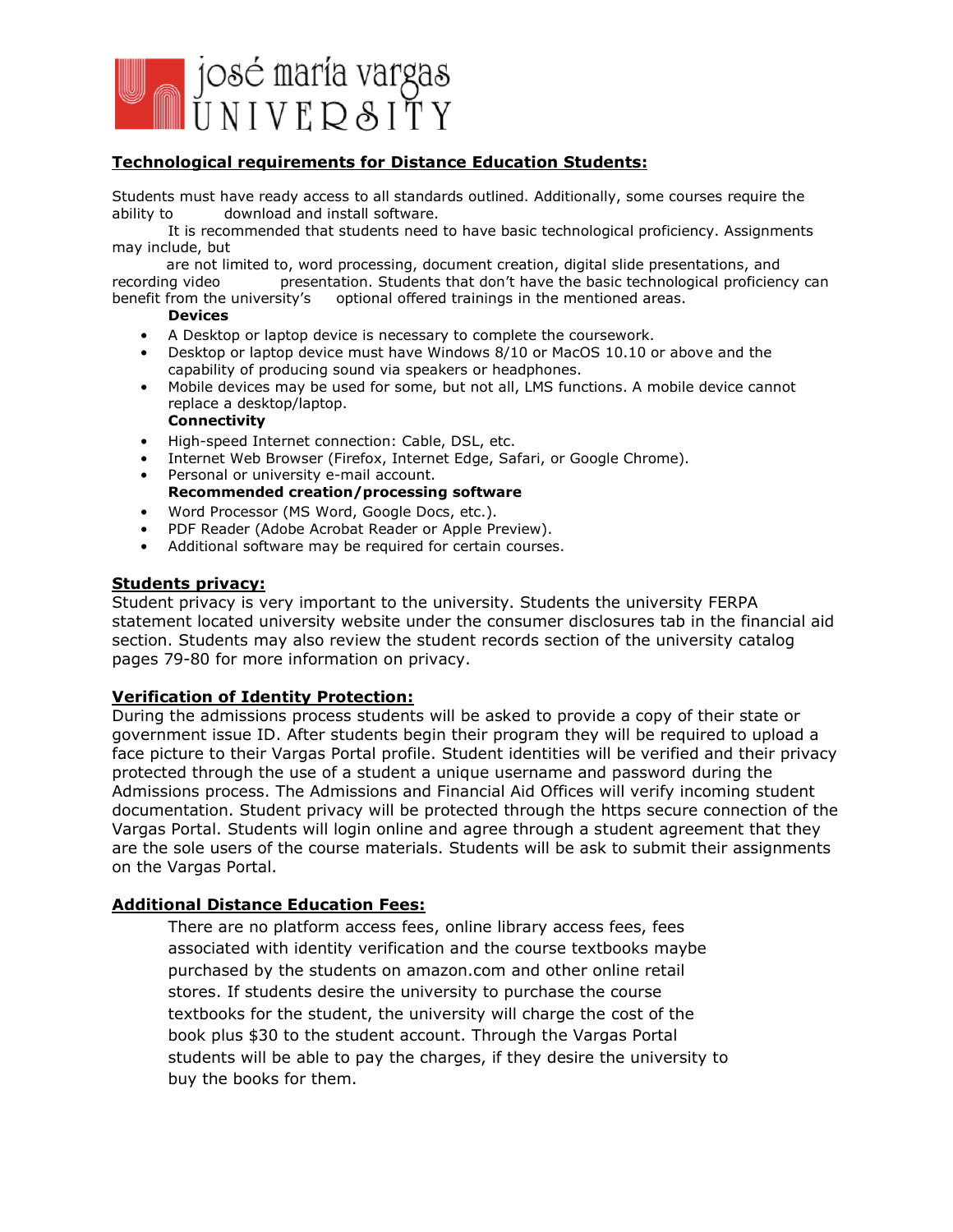# josé maría vargas UNIVERSITY

## Technological requirements for Distance Education Students:

Students must have ready access to all standards outlined. Additionally, some courses require the ability to download and install software.

It is recommended that students need to have basic technological proficiency. Assignments may include, but are not limited to, word processing, document creation, digital slide presentations, and recording video presentation. Students that don't have the basic technological proficiency can benefit from the university's optional offered trainings in the mentioned areas.

**Devices**

- A Desktop or laptop device is necessary to complete the coursework.
- Desktop or laptop device must have Windows 8/10 or MacOS 10.10 or above and the capability of producing sound via speakers or headphones.
- Mobile devices may be used for some, but not all, LMS functions. A mobile device cannot replace a desktop/laptop.

**Connectivity**

- High-speed Internet connection: Cable, DSL, etc.
- Internet Web Browser (Firefox, Internet Edge, Safari, or Google Chrome).
- Personal or university e-mail account.

**Recommended creation/processing software**

- Word Processor (MS Word, Google Docs, etc.).
- PDF Reader (Adobe Acrobat Reader or Apple Preview).
- Additional software may be required for certain courses.

## Students privacy:

Student privacy is very important to the university. Students the university FERPA statement located university website under the consumer disclosures tab in the financial aid section. Students may also review the student records section of the university catalog pages 79-80 for more information on privacy.

## Verification of Identity Protection:

During the admissions process students will be asked to provide a copy of their state or government issue ID. After students begin their program they will be required to upload a face picture to their Vargas Portal profile. Student identities will be verified and their privacy protected through the use of a student a unique username and password during the Admissions process. The Admissions and Financial Aid Offices will verify incoming student documentation. Student privacy will be protected through the https secure connection of the Vargas Portal. Students will login online and agree through a student agreement that they are the sole users of the course materials. Students will be ask to submit their assignments on the Vargas Portal.

## Additional Distance Education Fees:

There are no platform access fees, online library access fees, fees associated with identity verification and the course textbooks maybe purchased by the students on amazon.com and other online retail stores. If students desire the university to purchase the course textbooks for the student, the university will charge the cost of the book plus $30 to the student account. Through the Vargas Portal students will be able to pay the charges, if they desire the university to buy the books for them.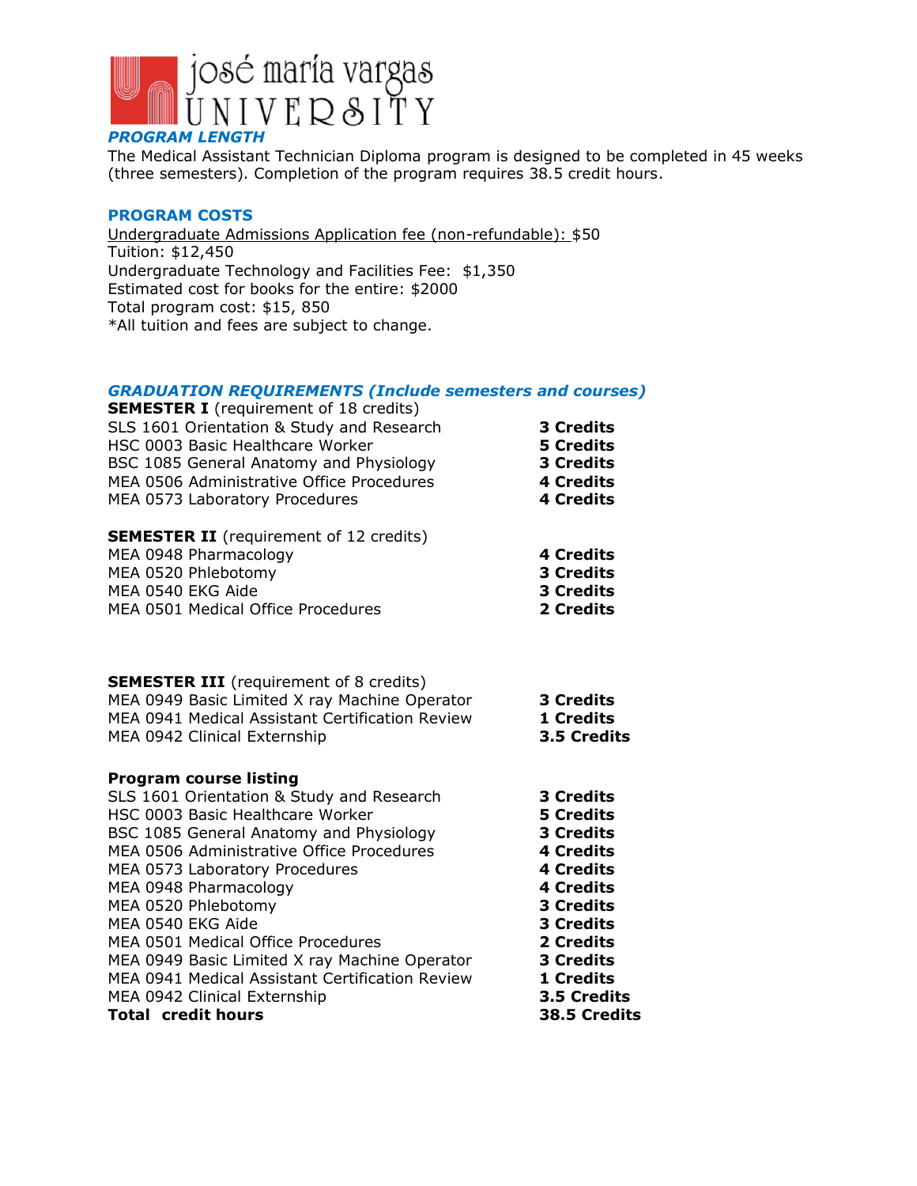## *PROGRAM LENGTH*

The Medical Assistant Technician Diploma program is designed to be completed in 45 weeks (three semesters). Completion of the program requires 38.5 credit hours.

## PROGRAM COSTS

Undergraduate Admissions Application fee (non-refundable): $50
Tuition: $12,450
Undergraduate Technology and Facilities Fee: $1,350
Estimated cost for books for the entire: $2000
Total program cost: $15, 850
*All tuition and fees are subject to change.

## *GRADUATION REQUIREMENTS (Include semesters and courses)*

**SEMESTER I** (requirement of 18 credits)

| | |
|---|---|
| SLS 1601 Orientation & Study and Research | **3 Credits** |
| HSC 0003 Basic Healthcare Worker | **5 Credits** |
| BSC 1085 General Anatomy and Physiology | **3 Credits** |
| MEA 0506 Administrative Office Procedures | **4 Credits** |
| MEA 0573 Laboratory Procedures | **4 Credits** |

**SEMESTER II** (requirement of 12 credits)

| | |
|---|---|
| MEA 0948 Pharmacology | **4 Credits** |
| MEA 0520 Phlebotomy | **3 Credits** |
| MEA 0540 EKG Aide | **3 Credits** |
| MEA 0501 Medical Office Procedures | **2 Credits** |

**SEMESTER III** (requirement of 8 credits)

| | |
|---|---|
| MEA 0949 Basic Limited X ray Machine Operator | **3 Credits** |
| MEA 0941 Medical Assistant Certification Review | **1 Credits** |
| MEA 0942 Clinical Externship | **3.5 Credits** |

**Program course listing**

| | |
|---|---|
| SLS 1601 Orientation & Study and Research | **3 Credits** |
| HSC 0003 Basic Healthcare Worker | **5 Credits** |
| BSC 1085 General Anatomy and Physiology | **3 Credits** |
| MEA 0506 Administrative Office Procedures | **4 Credits** |
| MEA 0573 Laboratory Procedures | **4 Credits** |
| MEA 0948 Pharmacology | **4 Credits** |
| MEA 0520 Phlebotomy | **3 Credits** |
| MEA 0540 EKG Aide | **3 Credits** |
| MEA 0501 Medical Office Procedures | **2 Credits** |
| MEA 0949 Basic Limited X ray Machine Operator | **3 Credits** |
| MEA 0941 Medical Assistant Certification Review | **1 Credits** |
| MEA 0942 Clinical Externship | **3.5 Credits** |
| **Total credit hours** | **38.5 Credits** |